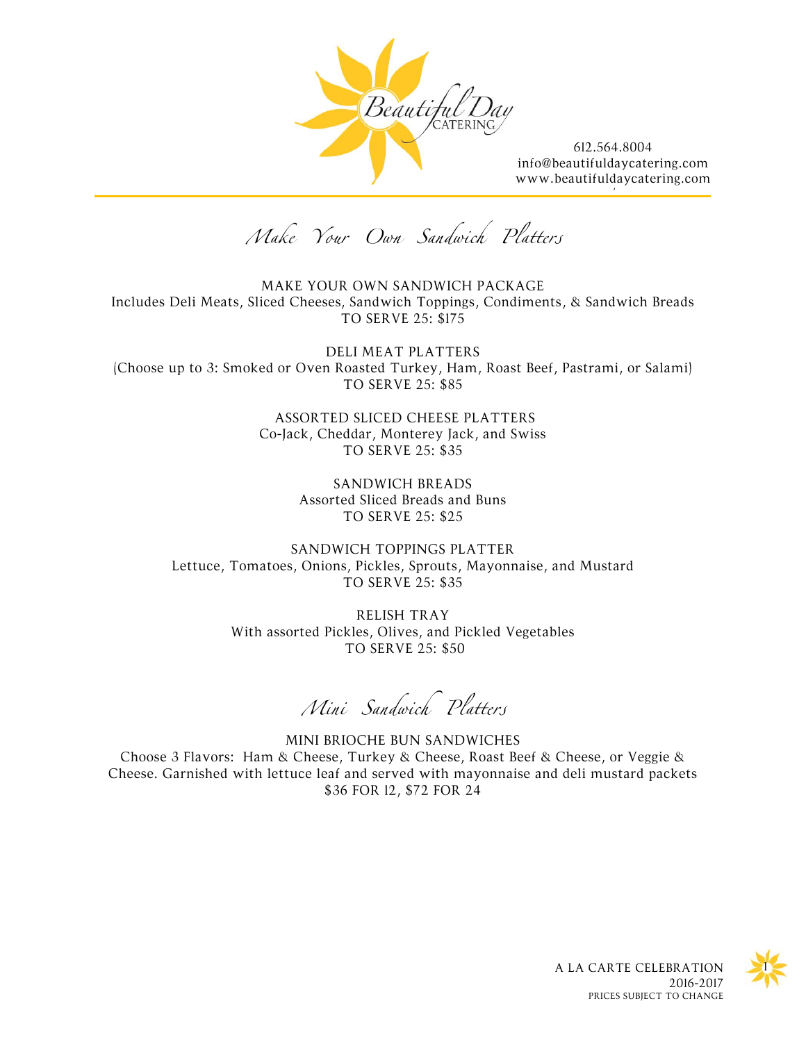Beautiful Day CATERING

612.564.8004
info@beautifuldaycatering.com
www.beautifuldaycatering.com

## *Make Your Own Sandwich Platters*

MAKE YOUR OWN SANDWICH PACKAGE
Includes Deli Meats, Sliced Cheeses, Sandwich Toppings, Condiments, & Sandwich Breads
TO SERVE 25: $175

DELI MEAT PLATTERS
(Choose up to 3: Smoked or Oven Roasted Turkey, Ham, Roast Beef, Pastrami, or Salami)
TO SERVE 25: $85

ASSORTED SLICED CHEESE PLATTERS
Co-Jack, Cheddar, Monterey Jack, and Swiss
TO SERVE 25: $35

SANDWICH BREADS
Assorted Sliced Breads and Buns
TO SERVE 25: $25

SANDWICH TOPPINGS PLATTER
Lettuce, Tomatoes, Onions, Pickles, Sprouts, Mayonnaise, and Mustard
TO SERVE 25: $35

RELISH TRAY
With assorted Pickles, Olives, and Pickled Vegetables
TO SERVE 25: $50

## *Mini Sandwich Platters*

MINI BRIOCHE BUN SANDWICHES
Choose 3 Flavors: Ham & Cheese, Turkey & Cheese, Roast Beef & Cheese, or Veggie & Cheese. Garnished with lettuce leaf and served with mayonnaise and deli mustard packets
$36 FOR 12, $72 FOR 24

A LA CARTE CELEBRATION
2016-2017
PRICES SUBJECT TO CHANGE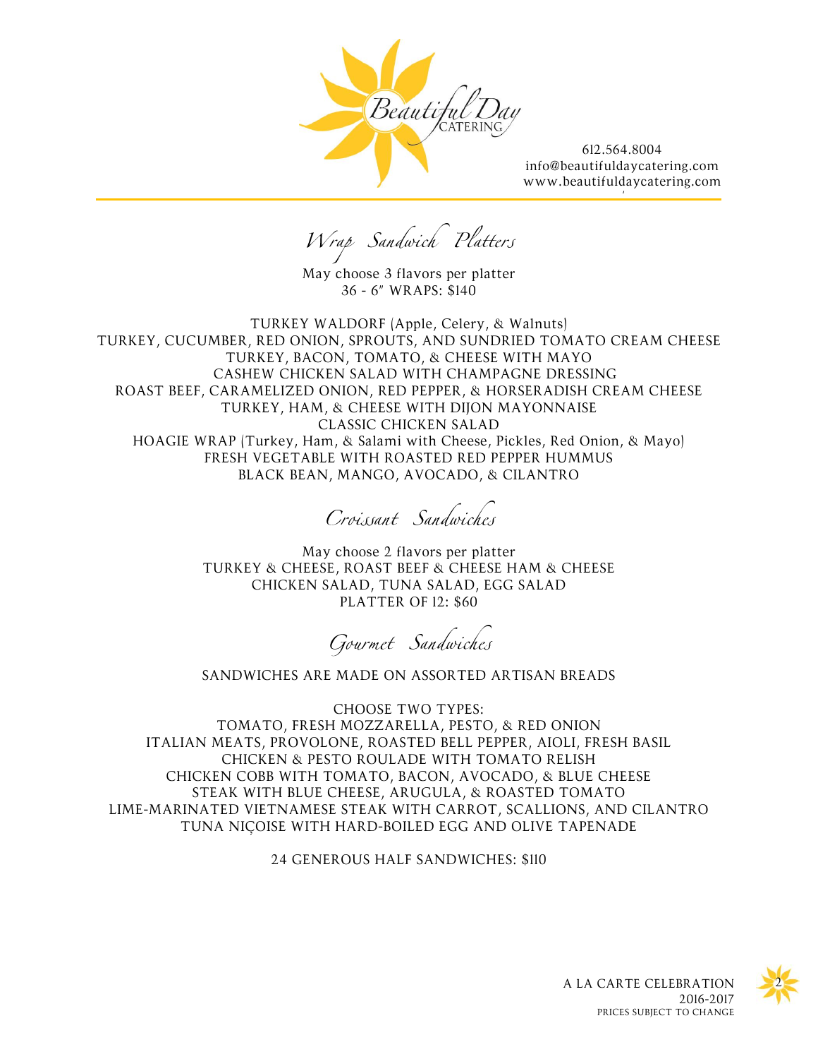612.564.8004
info@beautifuldaycatering.com
www.beautifuldaycatering.com

## Wrap Sandwich Platters

May choose 3 flavors per platter
36 - 6" WRAPS: $140

TURKEY WALDORF (Apple, Celery, & Walnuts)
TURKEY, CUCUMBER, RED ONION, SPROUTS, AND SUNDRIED TOMATO CREAM CHEESE
TURKEY, BACON, TOMATO, & CHEESE WITH MAYO
CASHEW CHICKEN SALAD WITH CHAMPAGNE DRESSING
ROAST BEEF, CARAMELIZED ONION, RED PEPPER, & HORSERADISH CREAM CHEESE
TURKEY, HAM, & CHEESE WITH DIJON MAYONNAISE
CLASSIC CHICKEN SALAD
HOAGIE WRAP (Turkey, Ham, & Salami with Cheese, Pickles, Red Onion, & Mayo)
FRESH VEGETABLE WITH ROASTED RED PEPPER HUMMUS
BLACK BEAN, MANGO, AVOCADO, & CILANTRO

## Croissant Sandwiches

May choose 2 flavors per platter
TURKEY & CHEESE, ROAST BEEF & CHEESE HAM & CHEESE
CHICKEN SALAD, TUNA SALAD, EGG SALAD
PLATTER OF 12: $60

## Gourmet Sandwiches

SANDWICHES ARE MADE ON ASSORTED ARTISAN BREADS

CHOOSE TWO TYPES:
TOMATO, FRESH MOZZARELLA, PESTO, & RED ONION
ITALIAN MEATS, PROVOLONE, ROASTED BELL PEPPER, AIOLI, FRESH BASIL
CHICKEN & PESTO ROULADE WITH TOMATO RELISH
CHICKEN COBB WITH TOMATO, BACON, AVOCADO, & BLUE CHEESE
STEAK WITH BLUE CHEESE, ARUGULA, & ROASTED TOMATO
LIME-MARINATED VIETNAMESE STEAK WITH CARROT, SCALLIONS, AND CILANTRO
TUNA NIÇOISE WITH HARD-BOILED EGG AND OLIVE TAPENADE

24 GENEROUS HALF SANDWICHES: $110

A LA CARTE CELEBRATION
2016-2017
PRICES SUBJECT TO CHANGE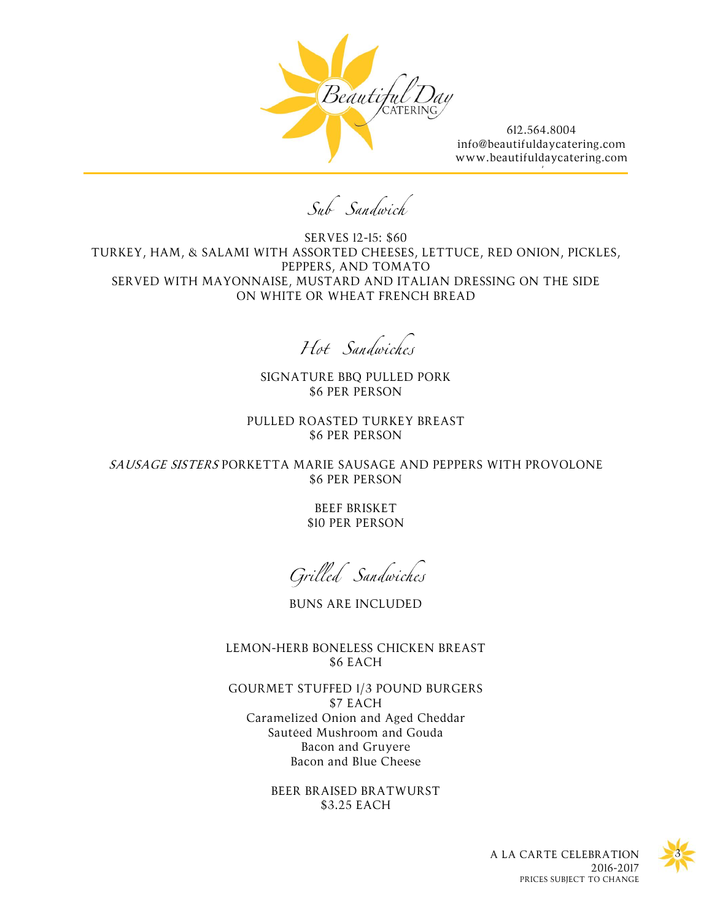Beautiful Day Catering

612.564.8004
info@beautifuldaycatering.com
www.beautifuldaycatering.com

## *Sub Sandwich*

SERVES 12-15: $60
TURKEY, HAM, & SALAMI WITH ASSORTED CHEESES, LETTUCE, RED ONION, PICKLES, PEPPERS, AND TOMATO
SERVED WITH MAYONNAISE, MUSTARD AND ITALIAN DRESSING ON THE SIDE
ON WHITE OR WHEAT FRENCH BREAD

## *Hot Sandwiches*

SIGNATURE BBQ PULLED PORK
$6 PER PERSON

PULLED ROASTED TURKEY BREAST
$6 PER PERSON

*SAUSAGE SISTERS* PORKETTA MARIE SAUSAGE AND PEPPERS WITH PROVOLONE
$6 PER PERSON

BEEF BRISKET
$10 PER PERSON

## *Grilled Sandwiches*

BUNS ARE INCLUDED

LEMON-HERB BONELESS CHICKEN BREAST
$6 EACH

GOURMET STUFFED 1/3 POUND BURGERS
$7 EACH
Caramelized Onion and Aged Cheddar
Sautéed Mushroom and Gouda
Bacon and Gruyere
Bacon and Blue Cheese

BEER BRAISED BRATWURST
$3.25 EACH

A LA CARTE CELEBRATION
2016-2017
PRICES SUBJECT TO CHANGE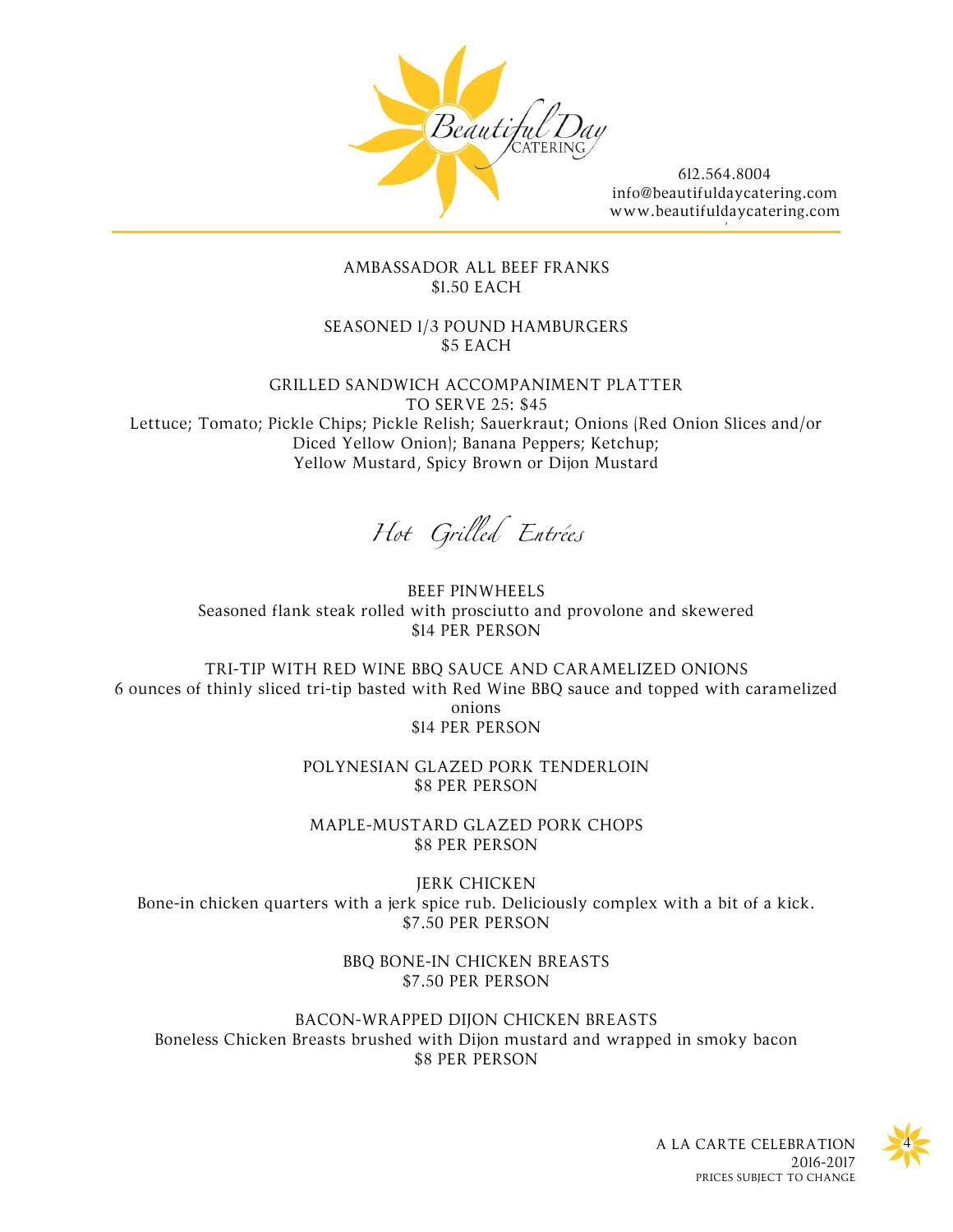AMBASSADOR ALL BEEF FRANKS
$1.50 EACH

SEASONED 1/3 POUND HAMBURGERS
$5 EACH

GRILLED SANDWICH ACCOMPANIMENT PLATTER
TO SERVE 25: $45
Lettuce; Tomato; Pickle Chips; Pickle Relish; Sauerkraut; Onions (Red Onion Slices and/or Diced Yellow Onion); Banana Peppers; Ketchup; Yellow Mustard, Spicy Brown or Dijon Mustard

## *Hot Grilled Entrées*

BEEF PINWHEELS
Seasoned flank steak rolled with prosciutto and provolone and skewered
$14 PER PERSON

TRI-TIP WITH RED WINE BBQ SAUCE AND CARAMELIZED ONIONS
6 ounces of thinly sliced tri-tip basted with Red Wine BBQ sauce and topped with caramelized onions
$14 PER PERSON

POLYNESIAN GLAZED PORK TENDERLOIN
$8 PER PERSON

MAPLE-MUSTARD GLAZED PORK CHOPS
$8 PER PERSON

JERK CHICKEN
Bone-in chicken quarters with a jerk spice rub. Deliciously complex with a bit of a kick.
$7.50 PER PERSON

BBQ BONE-IN CHICKEN BREASTS
$7.50 PER PERSON

BACON-WRAPPED DIJON CHICKEN BREASTS
Boneless Chicken Breasts brushed with Dijon mustard and wrapped in smoky bacon
$8 PER PERSON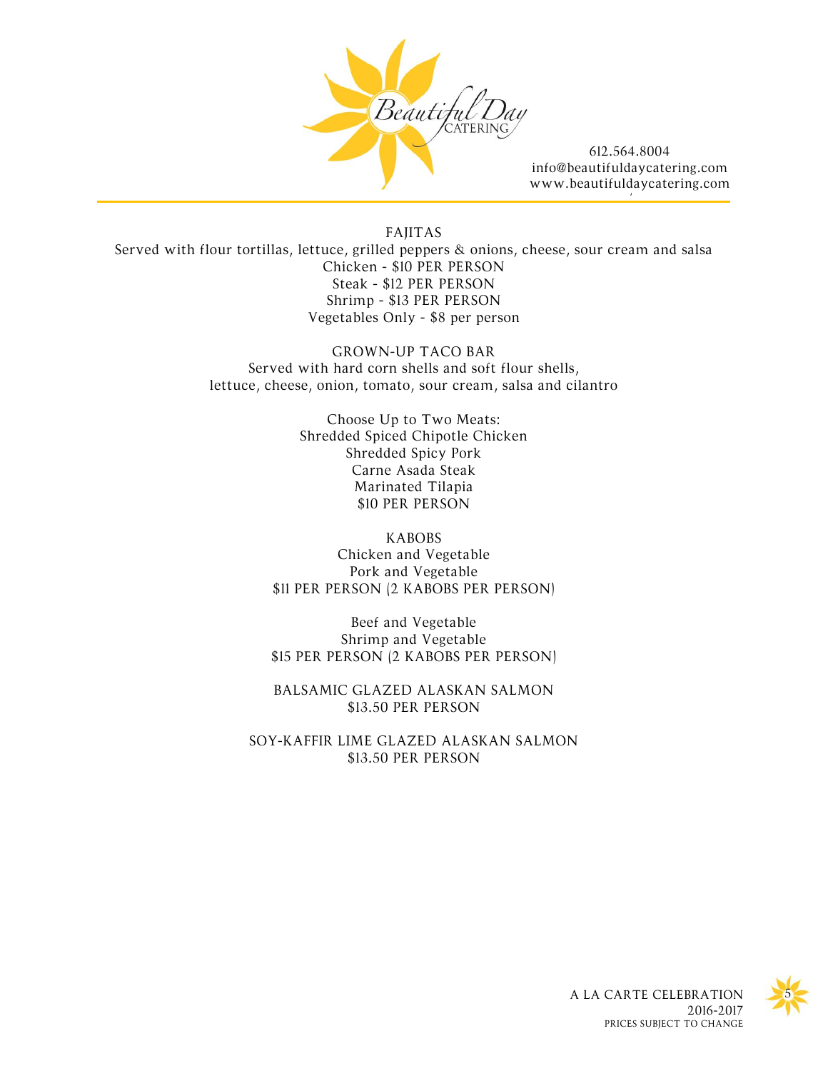## FAJITAS

Served with flour tortillas, lettuce, grilled peppers & onions, cheese, sour cream and salsa

Chicken - $10 PER PERSON
Steak - $12 PER PERSON
Shrimp - $13 PER PERSON
Vegetables Only - $8 per person

## GROWN-UP TACO BAR

Served with hard corn shells and soft flour shells,
lettuce, cheese, onion, tomato, sour cream, salsa and cilantro

Choose Up to Two Meats:
Shredded Spiced Chipotle Chicken
Shredded Spicy Pork
Carne Asada Steak
Marinated Tilapia
$10 PER PERSON

## KABOBS

Chicken and Vegetable
Pork and Vegetable
$11 PER PERSON (2 KABOBS PER PERSON)

Beef and Vegetable
Shrimp and Vegetable
$15 PER PERSON (2 KABOBS PER PERSON)

## BALSAMIC GLAZED ALASKAN SALMON

$13.50 PER PERSON

## SOY-KAFFIR LIME GLAZED ALASKAN SALMON

$13.50 PER PERSON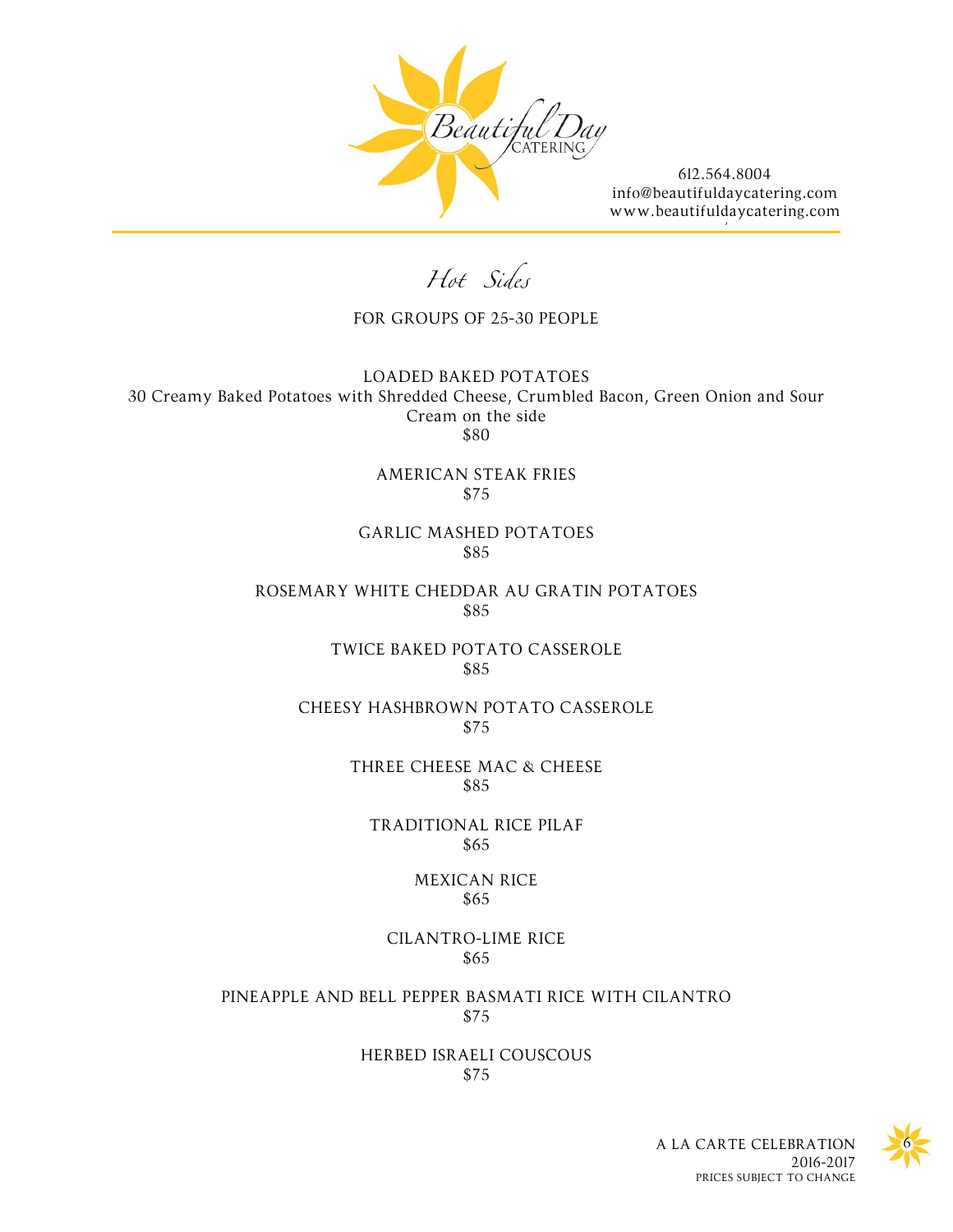612.564.8004
info@beautifuldaycatering.com
www.beautifuldaycatering.com

# Hot Sides

FOR GROUPS OF 25-30 PEOPLE

LOADED BAKED POTATOES
30 Creamy Baked Potatoes with Shredded Cheese, Crumbled Bacon, Green Onion and Sour Cream on the side
$80

AMERICAN STEAK FRIES
$75

GARLIC MASHED POTATOES
$85

ROSEMARY WHITE CHEDDAR AU GRATIN POTATOES
$85

TWICE BAKED POTATO CASSEROLE
$85

CHEESY HASHBROWN POTATO CASSEROLE
$75

THREE CHEESE MAC & CHEESE
$85

TRADITIONAL RICE PILAF
$65

MEXICAN RICE
$65

CILANTRO-LIME RICE
$65

PINEAPPLE AND BELL PEPPER BASMATI RICE WITH CILANTRO
$75

HERBED ISRAELI COUSCOUS
$75

A LA CARTE CELEBRATION
2016-2017
PRICES SUBJECT TO CHANGE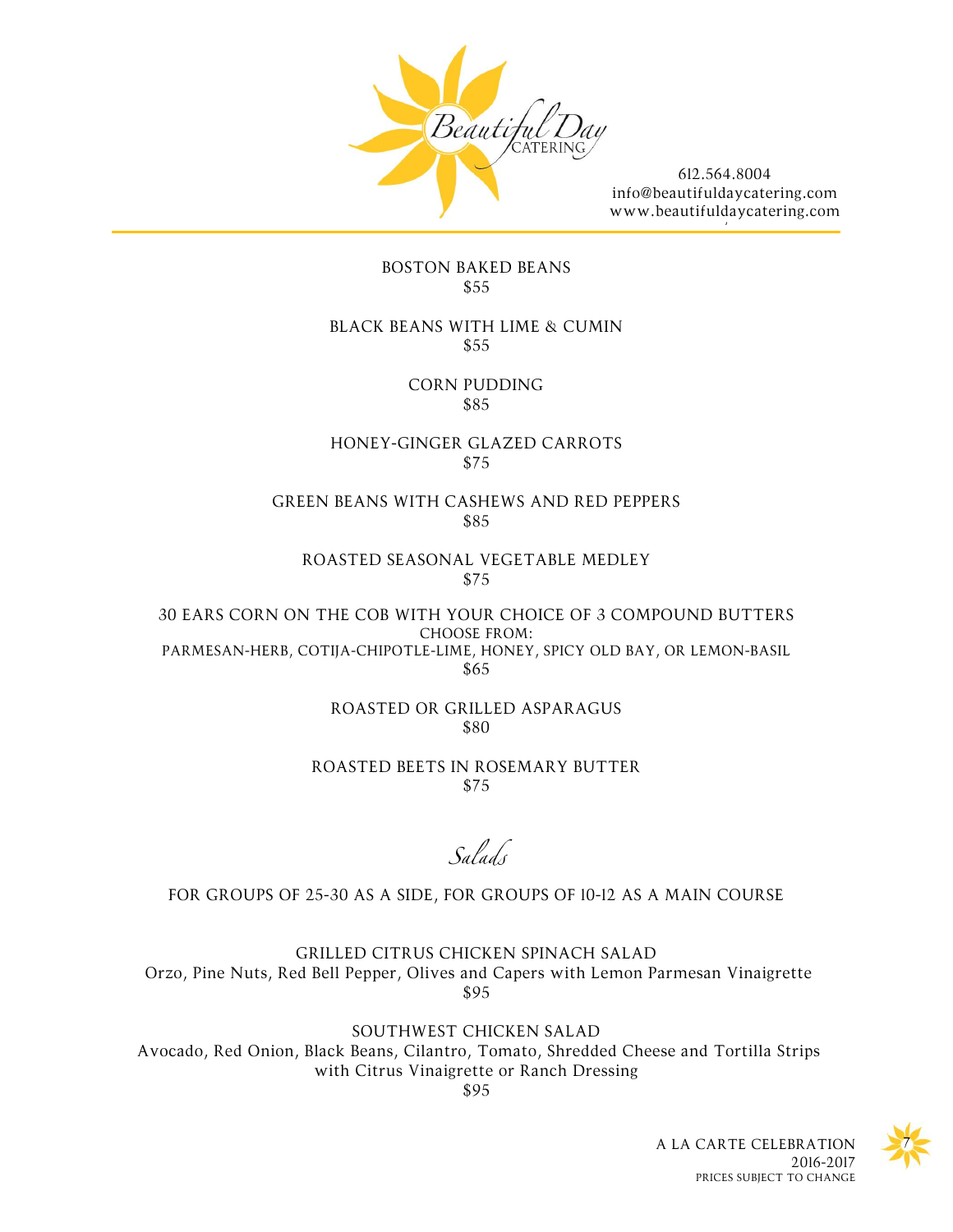BOSTON BAKED BEANS
$55

BLACK BEANS WITH LIME & CUMIN
$55

CORN PUDDING
$85

HONEY-GINGER GLAZED CARROTS
$75

GREEN BEANS WITH CASHEWS AND RED PEPPERS
$85

ROASTED SEASONAL VEGETABLE MEDLEY
$75

30 EARS CORN ON THE COB WITH YOUR CHOICE OF 3 COMPOUND BUTTERS
CHOOSE FROM:
PARMESAN-HERB, COTIJA-CHIPOTLE-LIME, HONEY, SPICY OLD BAY, OR LEMON-BASIL
$65

ROASTED OR GRILLED ASPARAGUS
$80

ROASTED BEETS IN ROSEMARY BUTTER
$75

## *Salads*

FOR GROUPS OF 25-30 AS A SIDE, FOR GROUPS OF 10-12 AS A MAIN COURSE

GRILLED CITRUS CHICKEN SPINACH SALAD
Orzo, Pine Nuts, Red Bell Pepper, Olives and Capers with Lemon Parmesan Vinaigrette
$95

SOUTHWEST CHICKEN SALAD
Avocado, Red Onion, Black Beans, Cilantro, Tomato, Shredded Cheese and Tortilla Strips with Citrus Vinaigrette or Ranch Dressing
$95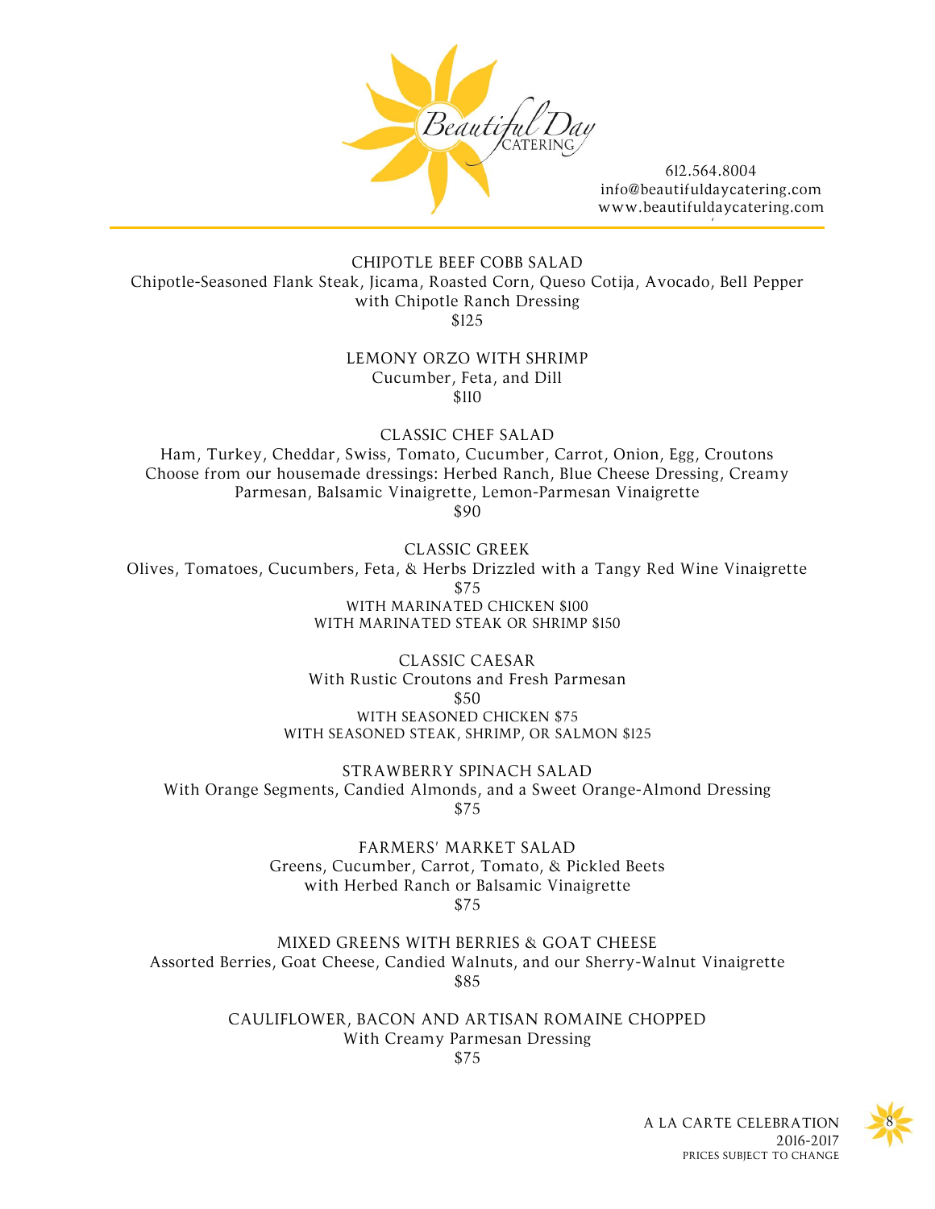612.564.8004
info@beautifuldaycatering.com
www.beautifuldaycatering.com

## CHIPOTLE BEEF COBB SALAD

Chipotle-Seasoned Flank Steak, Jicama, Roasted Corn, Queso Cotija, Avocado, Bell Pepper with Chipotle Ranch Dressing

$125

## LEMONY ORZO WITH SHRIMP

Cucumber, Feta, and Dill

$110

## CLASSIC CHEF SALAD

Ham, Turkey, Cheddar, Swiss, Tomato, Cucumber, Carrot, Onion, Egg, Croutons
Choose from our housemade dressings: Herbed Ranch, Blue Cheese Dressing, Creamy Parmesan, Balsamic Vinaigrette, Lemon-Parmesan Vinaigrette

$90

## CLASSIC GREEK

Olives, Tomatoes, Cucumbers, Feta, & Herbs Drizzled with a Tangy Red Wine Vinaigrette

$75

WITH MARINATED CHICKEN $100
WITH MARINATED STEAK OR SHRIMP $150

## CLASSIC CAESAR

With Rustic Croutons and Fresh Parmesan

$50

WITH SEASONED CHICKEN $75
WITH SEASONED STEAK, SHRIMP, OR SALMON $125

## STRAWBERRY SPINACH SALAD

With Orange Segments, Candied Almonds, and a Sweet Orange-Almond Dressing

$75

## FARMERS' MARKET SALAD

Greens, Cucumber, Carrot, Tomato, & Pickled Beets
with Herbed Ranch or Balsamic Vinaigrette

$75

## MIXED GREENS WITH BERRIES & GOAT CHEESE

Assorted Berries, Goat Cheese, Candied Walnuts, and our Sherry-Walnut Vinaigrette

$85

## CAULIFLOWER, BACON AND ARTISAN ROMAINE CHOPPED

With Creamy Parmesan Dressing

$75

A LA CARTE CELEBRATION
2016-2017
PRICES SUBJECT TO CHANGE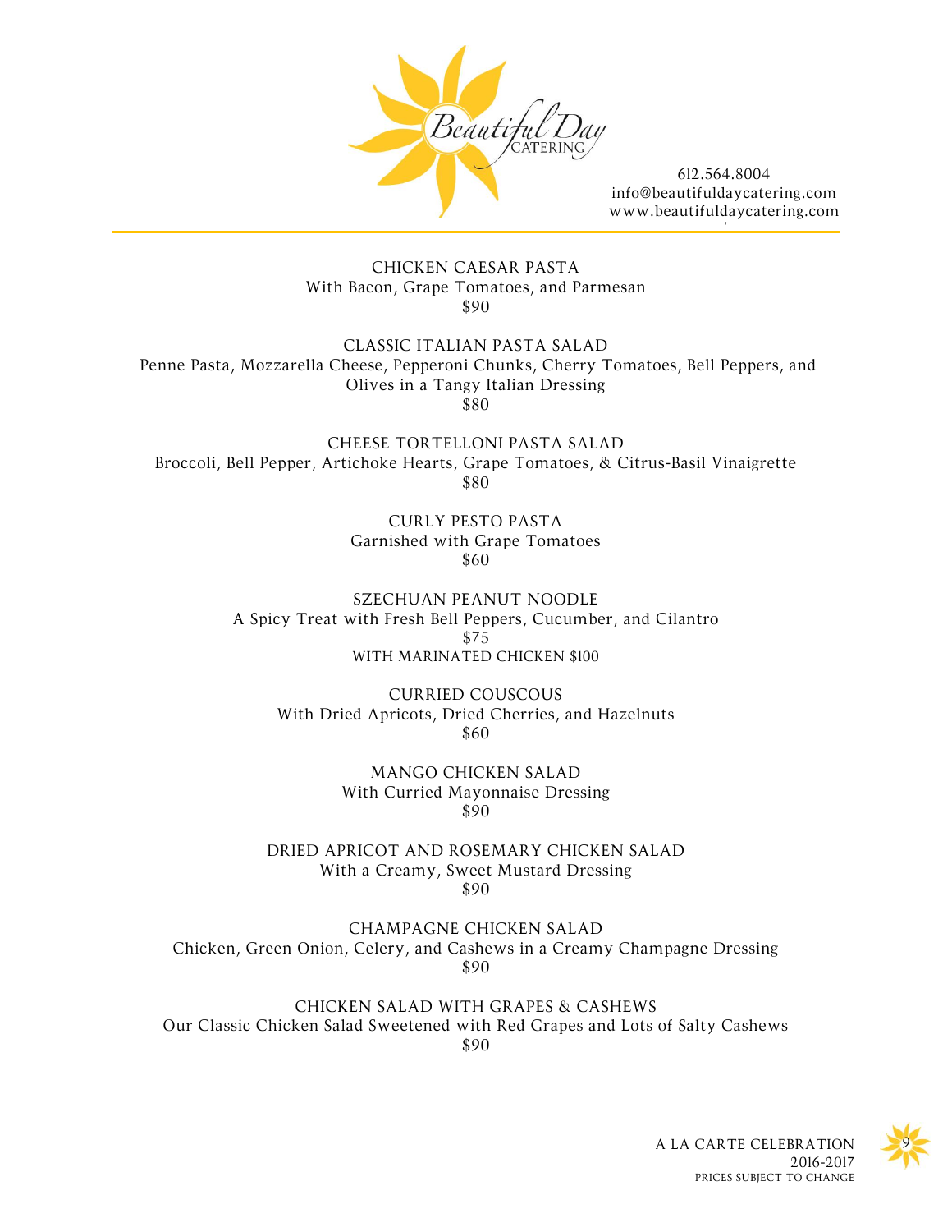Beautiful Day CATERING

612.564.8004
info@beautifuldaycatering.com
www.beautifuldaycatering.com

### CHICKEN CAESAR PASTA
With Bacon, Grape Tomatoes, and Parmesan
$90

### CLASSIC ITALIAN PASTA SALAD
Penne Pasta, Mozzarella Cheese, Pepperoni Chunks, Cherry Tomatoes, Bell Peppers, and Olives in a Tangy Italian Dressing
$80

### CHEESE TORTELLONI PASTA SALAD
Broccoli, Bell Pepper, Artichoke Hearts, Grape Tomatoes, & Citrus-Basil Vinaigrette
$80

### CURLY PESTO PASTA
Garnished with Grape Tomatoes
$60

### SZECHUAN PEANUT NOODLE
A Spicy Treat with Fresh Bell Peppers, Cucumber, and Cilantro
$75
WITH MARINATED CHICKEN $100

### CURRIED COUSCOUS
With Dried Apricots, Dried Cherries, and Hazelnuts
$60

### MANGO CHICKEN SALAD
With Curried Mayonnaise Dressing
$90

### DRIED APRICOT AND ROSEMARY CHICKEN SALAD
With a Creamy, Sweet Mustard Dressing
$90

### CHAMPAGNE CHICKEN SALAD
Chicken, Green Onion, Celery, and Cashews in a Creamy Champagne Dressing
$90

### CHICKEN SALAD WITH GRAPES & CASHEWS
Our Classic Chicken Salad Sweetened with Red Grapes and Lots of Salty Cashews
$90

A LA CARTE CELEBRATION
2016-2017
PRICES SUBJECT TO CHANGE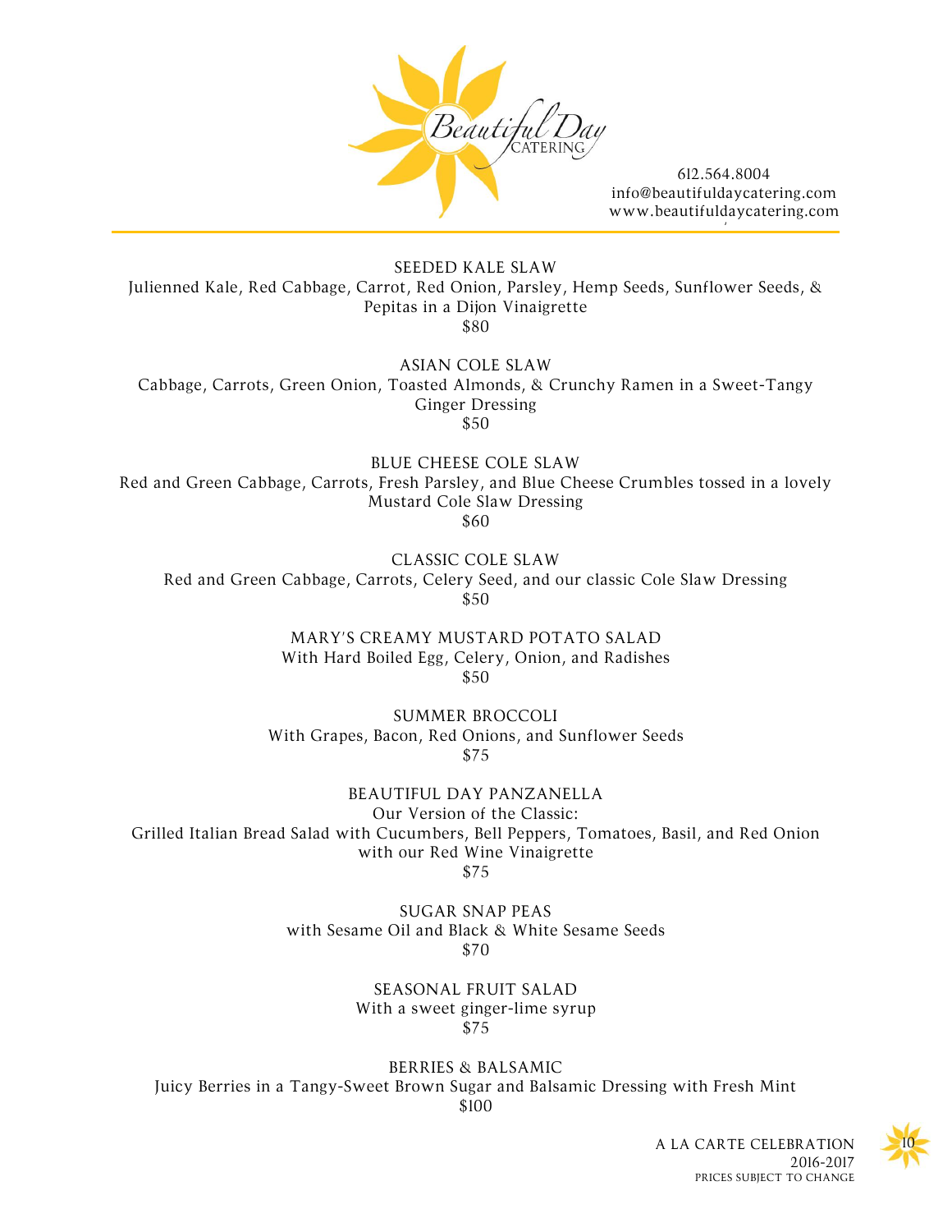Beautiful Day CATERING

612.564.8004
info@beautifuldaycatering.com
www.beautifuldaycatering.com

### SEEDED KALE SLAW
Julienned Kale, Red Cabbage, Carrot, Red Onion, Parsley, Hemp Seeds, Sunflower Seeds, & Pepitas in a Dijon Vinaigrette
$80

### ASIAN COLE SLAW
Cabbage, Carrots, Green Onion, Toasted Almonds, & Crunchy Ramen in a Sweet-Tangy Ginger Dressing
$50

### BLUE CHEESE COLE SLAW
Red and Green Cabbage, Carrots, Fresh Parsley, and Blue Cheese Crumbles tossed in a lovely Mustard Cole Slaw Dressing
$60

### CLASSIC COLE SLAW
Red and Green Cabbage, Carrots, Celery Seed, and our classic Cole Slaw Dressing
$50

### MARY'S CREAMY MUSTARD POTATO SALAD
With Hard Boiled Egg, Celery, Onion, and Radishes
$50

### SUMMER BROCCOLI
With Grapes, Bacon, Red Onions, and Sunflower Seeds
$75

### BEAUTIFUL DAY PANZANELLA
Our Version of the Classic:
Grilled Italian Bread Salad with Cucumbers, Bell Peppers, Tomatoes, Basil, and Red Onion with our Red Wine Vinaigrette
$75

### SUGAR SNAP PEAS
with Sesame Oil and Black & White Sesame Seeds
$70

### SEASONAL FRUIT SALAD
With a sweet ginger-lime syrup
$75

### BERRIES & BALSAMIC
Juicy Berries in a Tangy-Sweet Brown Sugar and Balsamic Dressing with Fresh Mint
$100

A LA CARTE CELEBRATION
2016-2017
PRICES SUBJECT TO CHANGE